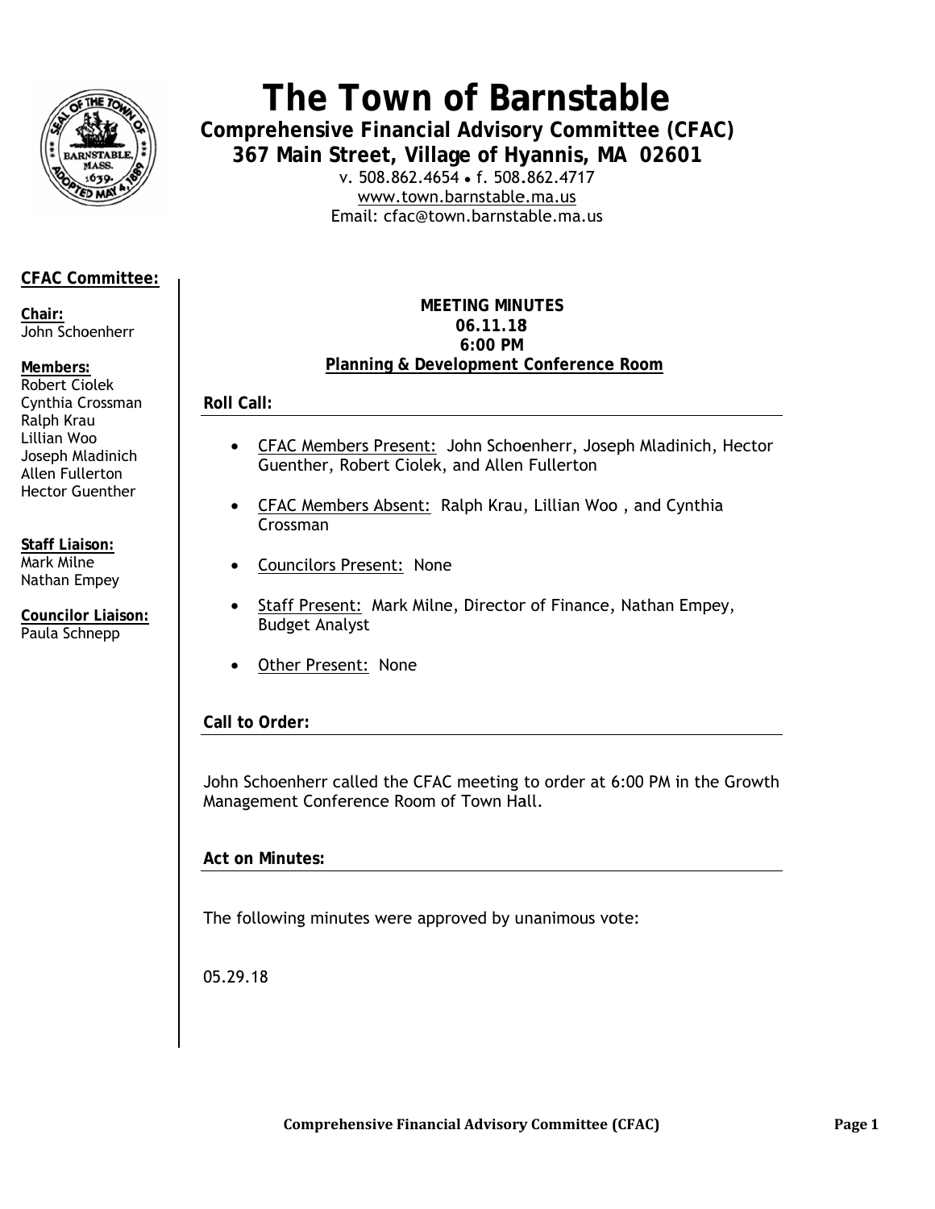# The Town of Barnstable

**Comprehensive Financial Advisory Committee (CFAC)**
**367 Main Street, Village of Hyannis, MA 02601**

v. 508.862.4654 • f. 508.862.4717
www.town.barnstable.ma.us
Email: cfac@town.barnstable.ma.us

**CFAC Committee:**

**Chair:**
John Schoenherr

**Members:**
Robert Ciolek
Cynthia Crossman
Ralph Krau
Lillian Woo
Joseph Mladinich
Allen Fullerton
Hector Guenther

**Staff Liaison:**
Mark Milne
Nathan Empey

**Councilor Liaison:**
Paula Schnepp

**MEETING MINUTES**
**06.11.18**
**6:00 PM**
**Planning & Development Conference Room**

## Roll Call:

- CFAC Members Present: John Schoenherr, Joseph Mladinich, Hector Guenther, Robert Ciolek, and Allen Fullerton
- CFAC Members Absent: Ralph Krau, Lillian Woo , and Cynthia Crossman
- Councilors Present: None
- Staff Present: Mark Milne, Director of Finance, Nathan Empey, Budget Analyst
- Other Present: None

## Call to Order:

John Schoenherr called the CFAC meeting to order at 6:00 PM in the Growth Management Conference Room of Town Hall.

## Act on Minutes:

The following minutes were approved by unanimous vote:

05.29.18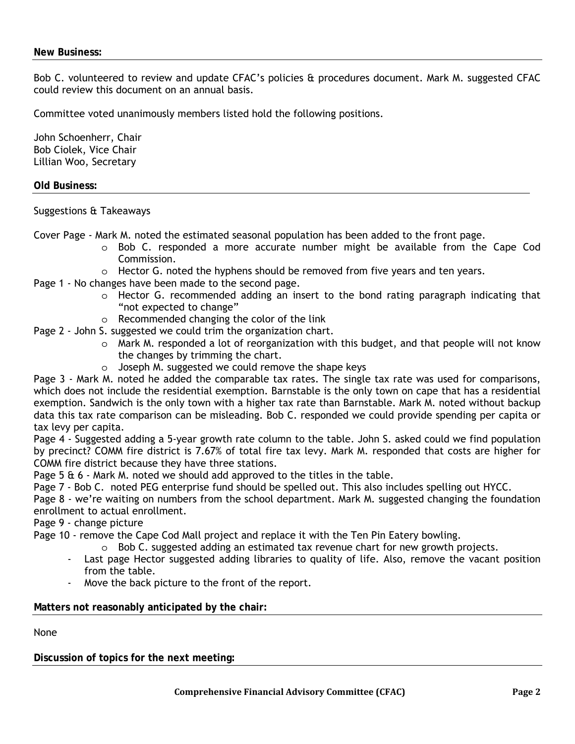**New Business:**

Bob C. volunteered to review and update CFAC's policies & procedures document. Mark M. suggested CFAC could review this document on an annual basis.

Committee voted unanimously members listed hold the following positions.

John Schoenherr, Chair
Bob Ciolek, Vice Chair
Lillian Woo, Secretary

**Old Business:**

Suggestions & Takeaways

Cover Page - Mark M. noted the estimated seasonal population has been added to the front page.

- o Bob C. responded a more accurate number might be available from the Cape Cod Commission.
- o Hector G. noted the hyphens should be removed from five years and ten years.

Page 1 - No changes have been made to the second page.

- o Hector G. recommended adding an insert to the bond rating paragraph indicating that "not expected to change"
- o Recommended changing the color of the link

Page 2 - John S. suggested we could trim the organization chart.

- o Mark M. responded a lot of reorganization with this budget, and that people will not know the changes by trimming the chart.
- o Joseph M. suggested we could remove the shape keys

Page 3 - Mark M. noted he added the comparable tax rates. The single tax rate was used for comparisons, which does not include the residential exemption. Barnstable is the only town on cape that has a residential exemption. Sandwich is the only town with a higher tax rate than Barnstable. Mark M. noted without backup data this tax rate comparison can be misleading. Bob C. responded we could provide spending per capita or tax levy per capita.

Page 4 - Suggested adding a 5-year growth rate column to the table. John S. asked could we find population by precinct? COMM fire district is 7.67% of total fire tax levy. Mark M. responded that costs are higher for COMM fire district because they have three stations.

Page 5 & 6 - Mark M. noted we should add approved to the titles in the table.

Page 7 - Bob C. noted PEG enterprise fund should be spelled out. This also includes spelling out HYCC.

Page 8 - we're waiting on numbers from the school department. Mark M. suggested changing the foundation enrollment to actual enrollment.

Page 9 - change picture

Page 10 - remove the Cape Cod Mall project and replace it with the Ten Pin Eatery bowling.

- o Bob C. suggested adding an estimated tax revenue chart for new growth projects.

- Last page Hector suggested adding libraries to quality of life. Also, remove the vacant position from the table.
- Move the back picture to the front of the report.

**Matters not reasonably anticipated by the chair:**

None

**Discussion of topics for the next meeting:**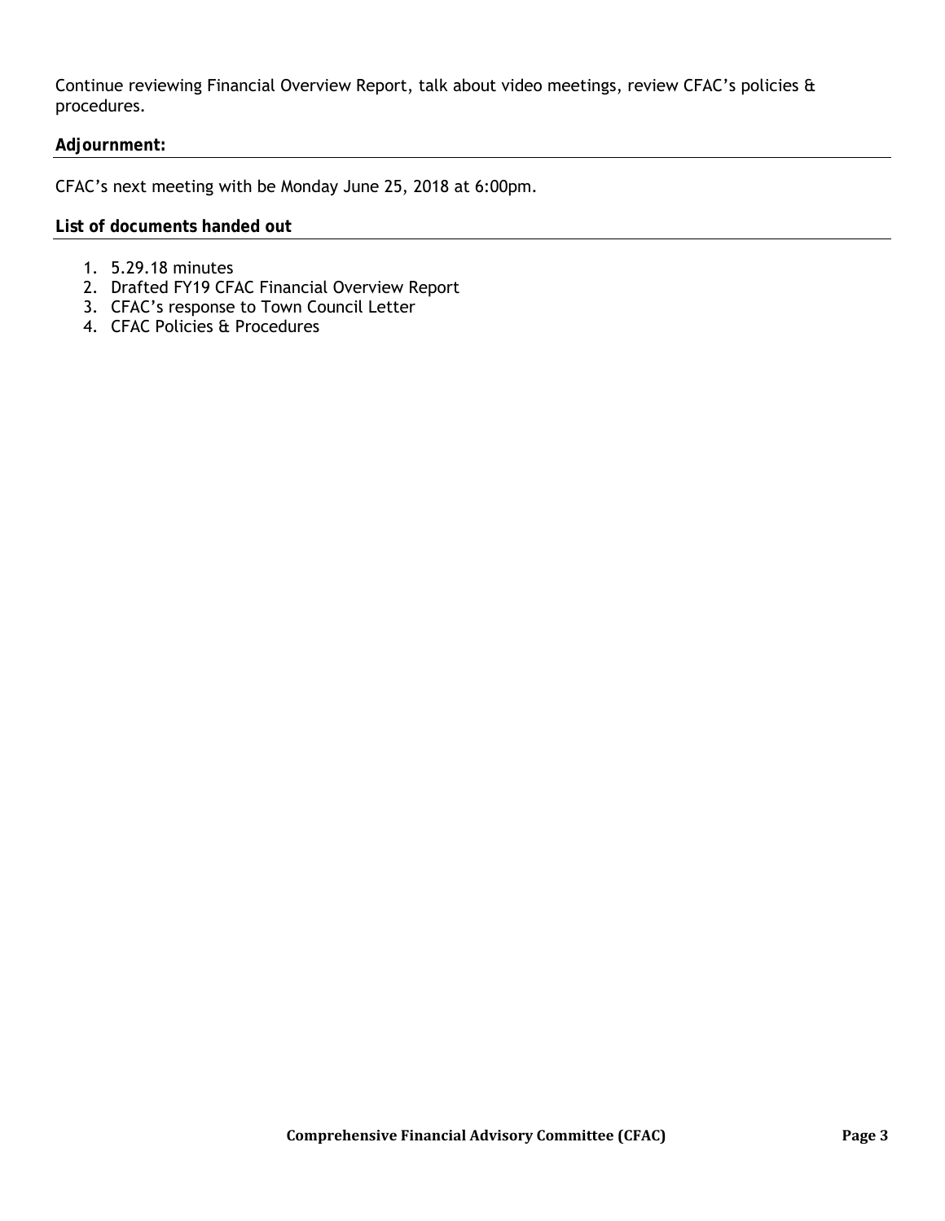Continue reviewing Financial Overview Report, talk about video meetings, review CFAC's policies & procedures.

**Adjournment:**

CFAC's next meeting with be Monday June 25, 2018 at 6:00pm.

**List of documents handed out**

1. 5.29.18 minutes
2. Drafted FY19 CFAC Financial Overview Report
3. CFAC's response to Town Council Letter
4. CFAC Policies & Procedures